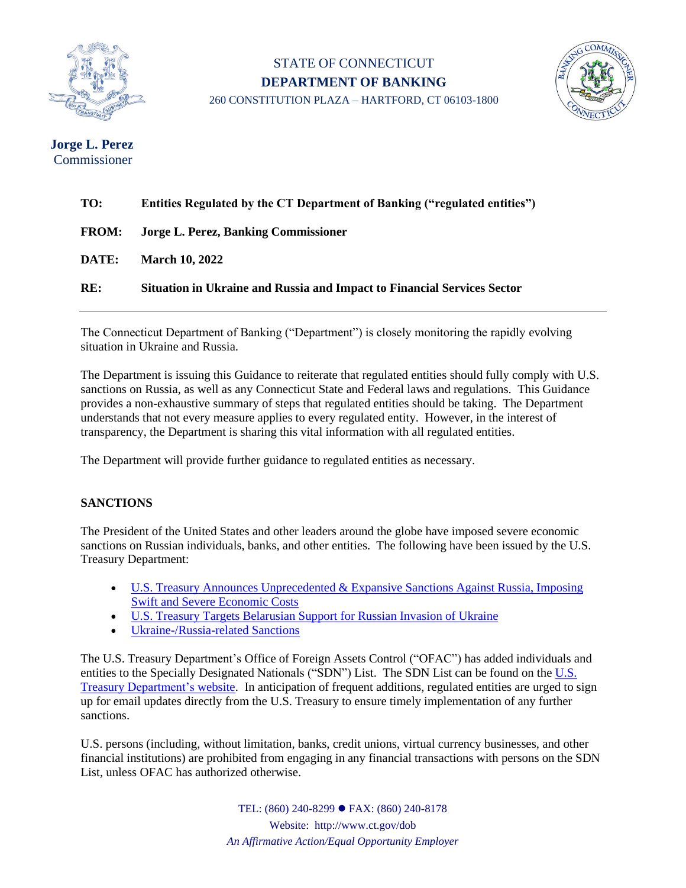STATE OF CONNECTICUT
**DEPARTMENT OF BANKING**
260 CONSTITUTION PLAZA – HARTFORD, CT 06103-1800

**Jorge L. Perez**
Commissioner

**TO:** **Entities Regulated by the CT Department of Banking ("regulated entities")**

**FROM:** **Jorge L. Perez, Banking Commissioner**

**DATE:** **March 10, 2022**

**RE:** **Situation in Ukraine and Russia and Impact to Financial Services Sector**

---

The Connecticut Department of Banking ("Department") is closely monitoring the rapidly evolving situation in Ukraine and Russia.

The Department is issuing this Guidance to reiterate that regulated entities should fully comply with U.S. sanctions on Russia, as well as any Connecticut State and Federal laws and regulations. This Guidance provides a non-exhaustive summary of steps that regulated entities should be taking. The Department understands that not every measure applies to every regulated entity. However, in the interest of transparency, the Department is sharing this vital information with all regulated entities.

The Department will provide further guidance to regulated entities as necessary.

## SANCTIONS

The President of the United States and other leaders around the globe have imposed severe economic sanctions on Russian individuals, banks, and other entities. The following have been issued by the U.S. Treasury Department:

- U.S. Treasury Announces Unprecedented & Expansive Sanctions Against Russia, Imposing Swift and Severe Economic Costs
- U.S. Treasury Targets Belarusian Support for Russian Invasion of Ukraine
- Ukraine-/Russia-related Sanctions

The U.S. Treasury Department's Office of Foreign Assets Control ("OFAC") has added individuals and entities to the Specially Designated Nationals ("SDN") List. The SDN List can be found on the U.S. Treasury Department's website. In anticipation of frequent additions, regulated entities are urged to sign up for email updates directly from the U.S. Treasury to ensure timely implementation of any further sanctions.

U.S. persons (including, without limitation, banks, credit unions, virtual currency businesses, and other financial institutions) are prohibited from engaging in any financial transactions with persons on the SDN List, unless OFAC has authorized otherwise.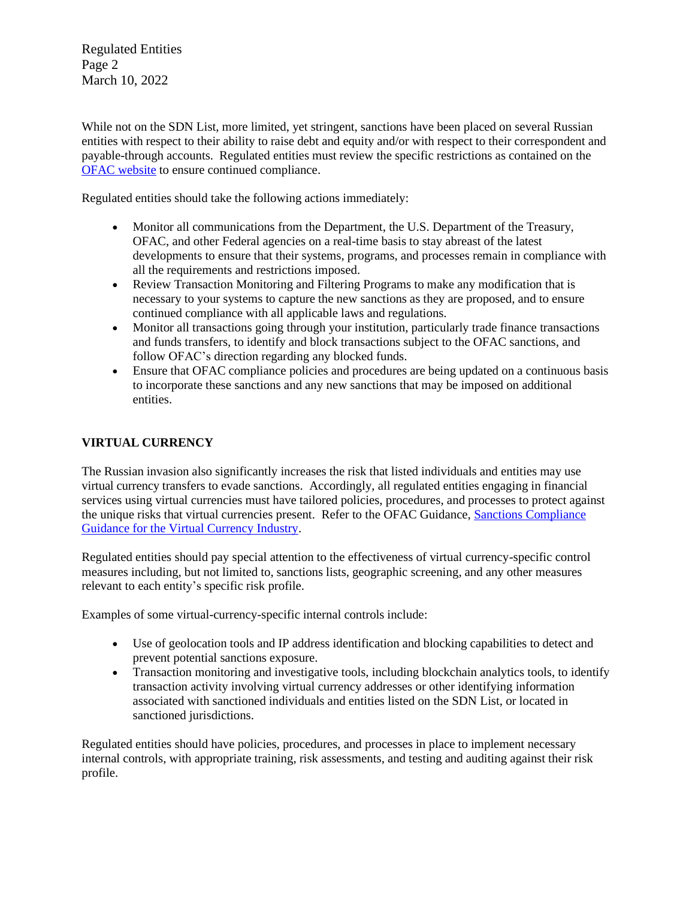While not on the SDN List, more limited, yet stringent, sanctions have been placed on several Russian entities with respect to their ability to raise debt and equity and/or with respect to their correspondent and payable-through accounts. Regulated entities must review the specific restrictions as contained on the OFAC website to ensure continued compliance.

Regulated entities should take the following actions immediately:

- Monitor all communications from the Department, the U.S. Department of the Treasury, OFAC, and other Federal agencies on a real-time basis to stay abreast of the latest developments to ensure that their systems, programs, and processes remain in compliance with all the requirements and restrictions imposed.
- Review Transaction Monitoring and Filtering Programs to make any modification that is necessary to your systems to capture the new sanctions as they are proposed, and to ensure continued compliance with all applicable laws and regulations.
- Monitor all transactions going through your institution, particularly trade finance transactions and funds transfers, to identify and block transactions subject to the OFAC sanctions, and follow OFAC's direction regarding any blocked funds.
- Ensure that OFAC compliance policies and procedures are being updated on a continuous basis to incorporate these sanctions and any new sanctions that may be imposed on additional entities.

## VIRTUAL CURRENCY

The Russian invasion also significantly increases the risk that listed individuals and entities may use virtual currency transfers to evade sanctions. Accordingly, all regulated entities engaging in financial services using virtual currencies must have tailored policies, procedures, and processes to protect against the unique risks that virtual currencies present. Refer to the OFAC Guidance, Sanctions Compliance Guidance for the Virtual Currency Industry.

Regulated entities should pay special attention to the effectiveness of virtual currency-specific control measures including, but not limited to, sanctions lists, geographic screening, and any other measures relevant to each entity's specific risk profile.

Examples of some virtual-currency-specific internal controls include:

- Use of geolocation tools and IP address identification and blocking capabilities to detect and prevent potential sanctions exposure.
- Transaction monitoring and investigative tools, including blockchain analytics tools, to identify transaction activity involving virtual currency addresses or other identifying information associated with sanctioned individuals and entities listed on the SDN List, or located in sanctioned jurisdictions.

Regulated entities should have policies, procedures, and processes in place to implement necessary internal controls, with appropriate training, risk assessments, and testing and auditing against their risk profile.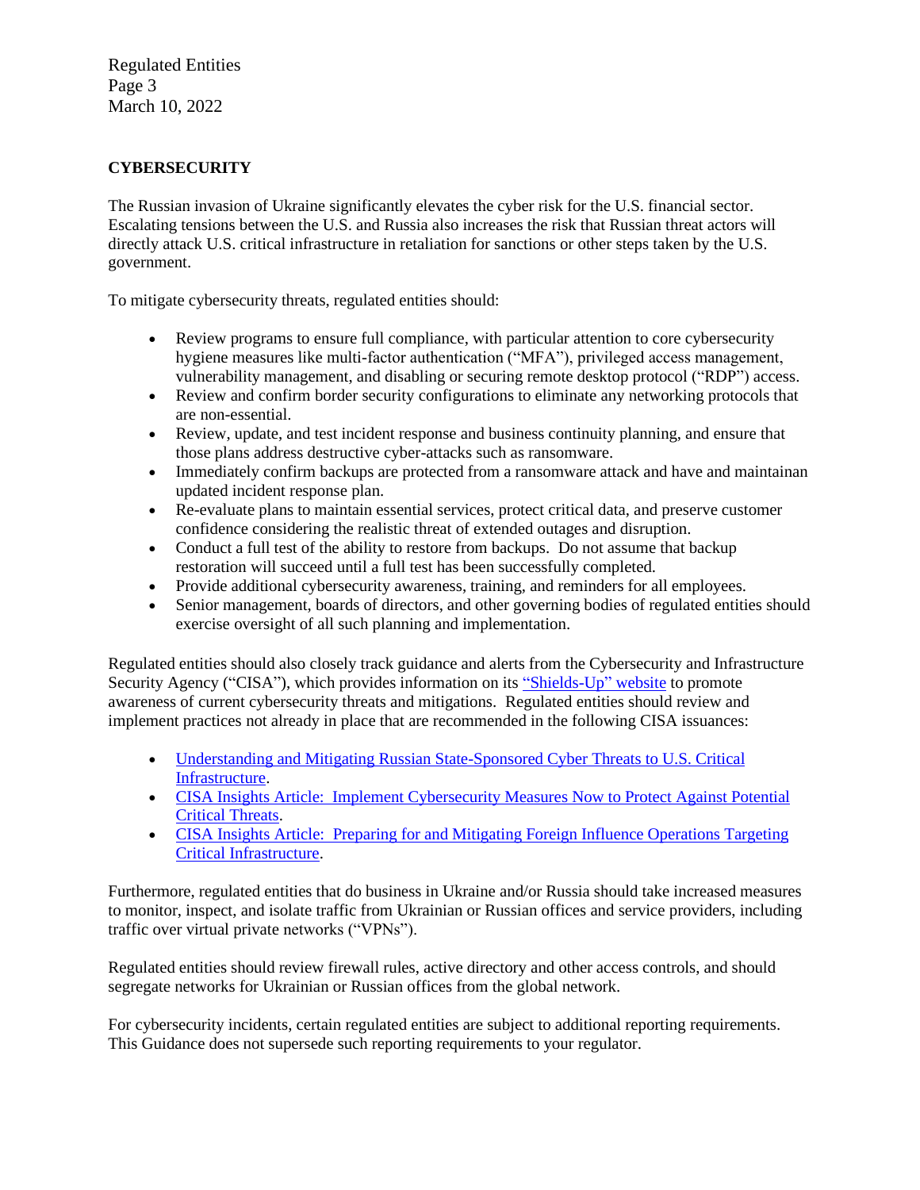## CYBERSECURITY

The Russian invasion of Ukraine significantly elevates the cyber risk for the U.S. financial sector. Escalating tensions between the U.S. and Russia also increases the risk that Russian threat actors will directly attack U.S. critical infrastructure in retaliation for sanctions or other steps taken by the U.S. government.

To mitigate cybersecurity threats, regulated entities should:

- Review programs to ensure full compliance, with particular attention to core cybersecurity hygiene measures like multi-factor authentication ("MFA"), privileged access management, vulnerability management, and disabling or securing remote desktop protocol ("RDP") access.
- Review and confirm border security configurations to eliminate any networking protocols that are non-essential.
- Review, update, and test incident response and business continuity planning, and ensure that those plans address destructive cyber-attacks such as ransomware.
- Immediately confirm backups are protected from a ransomware attack and have and maintainan updated incident response plan.
- Re-evaluate plans to maintain essential services, protect critical data, and preserve customer confidence considering the realistic threat of extended outages and disruption.
- Conduct a full test of the ability to restore from backups. Do not assume that backup restoration will succeed until a full test has been successfully completed.
- Provide additional cybersecurity awareness, training, and reminders for all employees.
- Senior management, boards of directors, and other governing bodies of regulated entities should exercise oversight of all such planning and implementation.

Regulated entities should also closely track guidance and alerts from the Cybersecurity and Infrastructure Security Agency ("CISA"), which provides information on its "Shields-Up" website to promote awareness of current cybersecurity threats and mitigations. Regulated entities should review and implement practices not already in place that are recommended in the following CISA issuances:

- Understanding and Mitigating Russian State-Sponsored Cyber Threats to U.S. Critical Infrastructure.
- CISA Insights Article: Implement Cybersecurity Measures Now to Protect Against Potential Critical Threats.
- CISA Insights Article: Preparing for and Mitigating Foreign Influence Operations Targeting Critical Infrastructure.

Furthermore, regulated entities that do business in Ukraine and/or Russia should take increased measures to monitor, inspect, and isolate traffic from Ukrainian or Russian offices and service providers, including traffic over virtual private networks ("VPNs").

Regulated entities should review firewall rules, active directory and other access controls, and should segregate networks for Ukrainian or Russian offices from the global network.

For cybersecurity incidents, certain regulated entities are subject to additional reporting requirements. This Guidance does not supersede such reporting requirements to your regulator.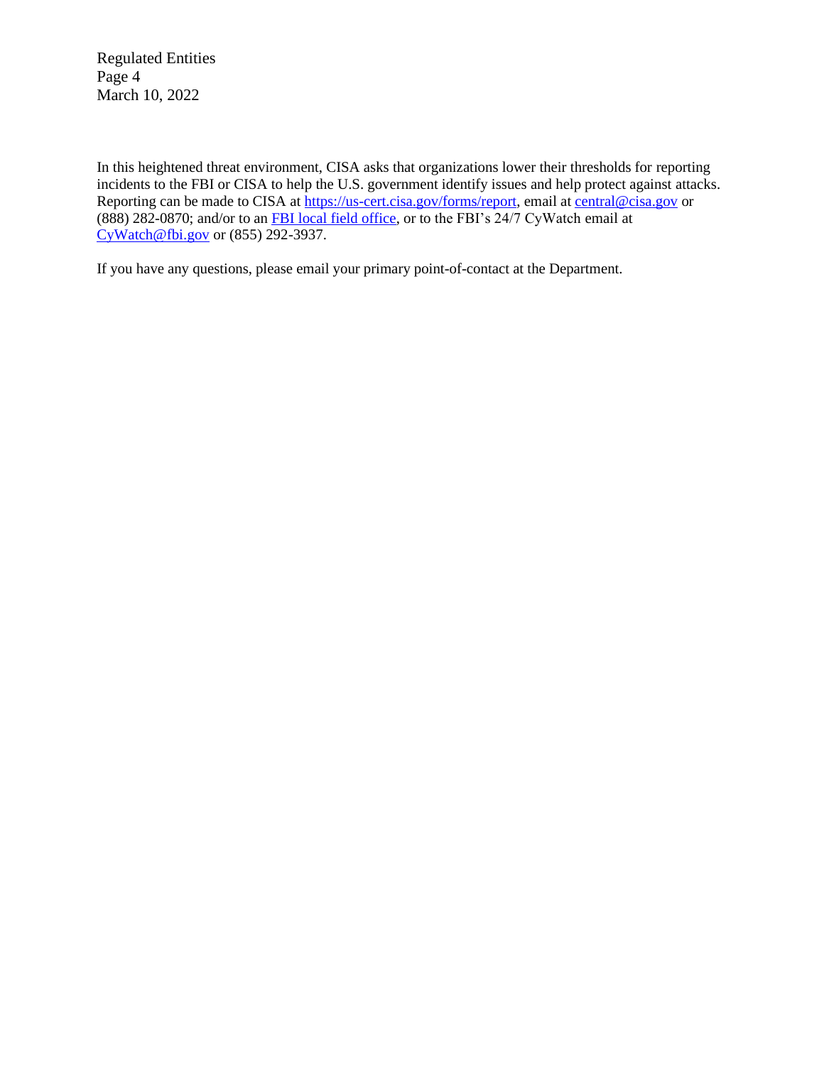In this heightened threat environment, CISA asks that organizations lower their thresholds for reporting incidents to the FBI or CISA to help the U.S. government identify issues and help protect against attacks. Reporting can be made to CISA at https://us-cert.cisa.gov/forms/report, email at central@cisa.gov or (888) 282-0870; and/or to an FBI local field office, or to the FBI's 24/7 CyWatch email at CyWatch@fbi.gov or (855) 292-3937.

If you have any questions, please email your primary point-of-contact at the Department.